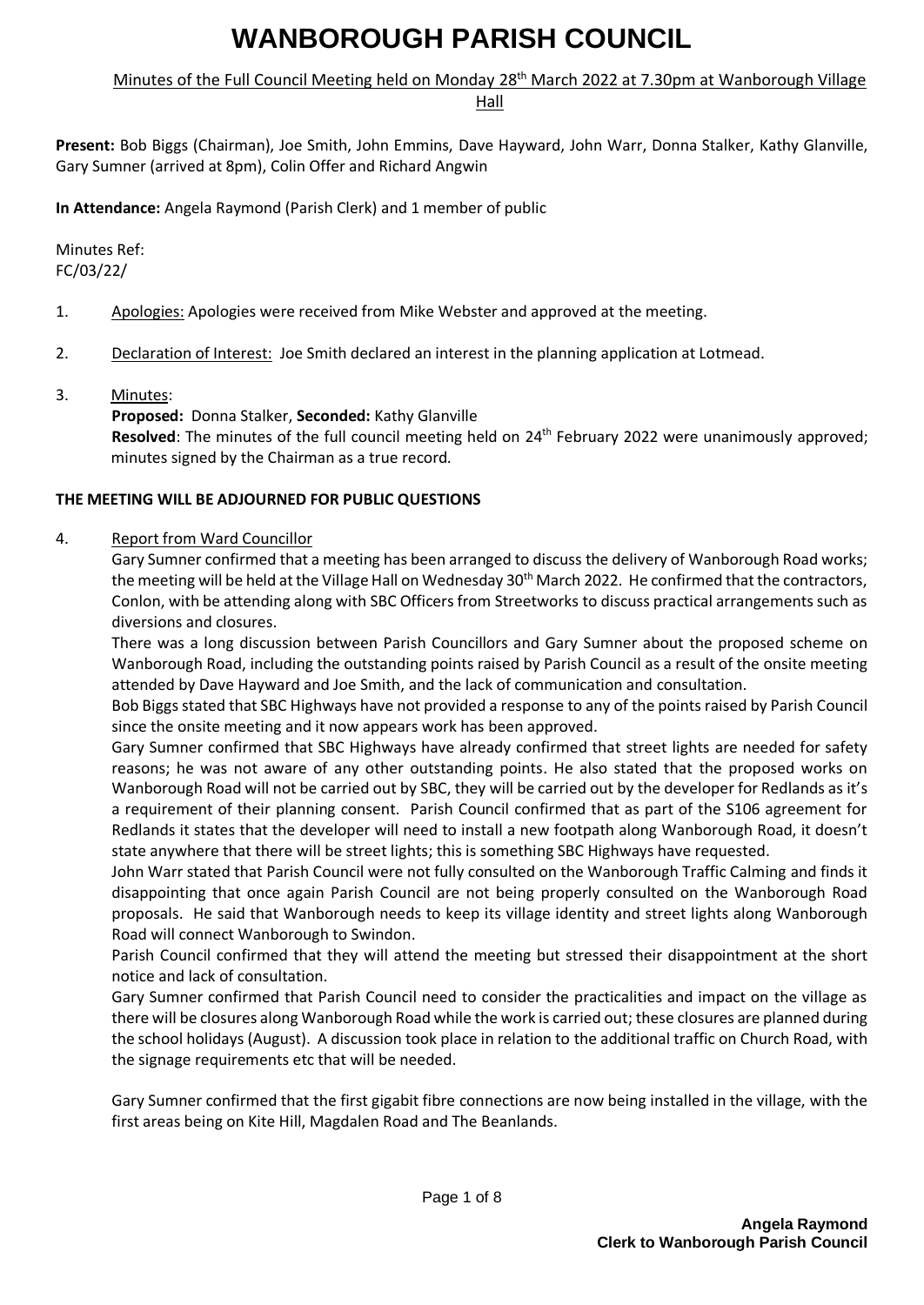# WANBOROUGH PARISH COUNCIL

Minutes of the Full Council Meeting held on Monday 28th March 2022 at 7.30pm at Wanborough Village Hall

**Present:** Bob Biggs (Chairman), Joe Smith, John Emmins, Dave Hayward, John Warr, Donna Stalker, Kathy Glanville, Gary Sumner (arrived at 8pm), Colin Offer and Richard Angwin

**In Attendance:** Angela Raymond (Parish Clerk) and 1 member of public

Minutes Ref:
FC/03/22/

1. Apologies: Apologies were received from Mike Webster and approved at the meeting.

2. Declaration of Interest: Joe Smith declared an interest in the planning application at Lotmead.

3. Minutes:
   **Proposed:** Donna Stalker, **Seconded:** Kathy Glanville
   **Resolved**: The minutes of the full council meeting held on 24th February 2022 were unanimously approved; minutes signed by the Chairman as a true record.

**THE MEETING WILL BE ADJOURNED FOR PUBLIC QUESTIONS**

4. Report from Ward Councillor
   Gary Sumner confirmed that a meeting has been arranged to discuss the delivery of Wanborough Road works; the meeting will be held at the Village Hall on Wednesday 30th March 2022. He confirmed that the contractors, Conlon, with be attending along with SBC Officers from Streetworks to discuss practical arrangements such as diversions and closures.
   There was a long discussion between Parish Councillors and Gary Sumner about the proposed scheme on Wanborough Road, including the outstanding points raised by Parish Council as a result of the onsite meeting attended by Dave Hayward and Joe Smith, and the lack of communication and consultation.
   Bob Biggs stated that SBC Highways have not provided a response to any of the points raised by Parish Council since the onsite meeting and it now appears work has been approved.
   Gary Sumner confirmed that SBC Highways have already confirmed that street lights are needed for safety reasons; he was not aware of any other outstanding points. He also stated that the proposed works on Wanborough Road will not be carried out by SBC, they will be carried out by the developer for Redlands as it's a requirement of their planning consent. Parish Council confirmed that as part of the S106 agreement for Redlands it states that the developer will need to install a new footpath along Wanborough Road, it doesn't state anywhere that there will be street lights; this is something SBC Highways have requested.
   John Warr stated that Parish Council were not fully consulted on the Wanborough Traffic Calming and finds it disappointing that once again Parish Council are not being properly consulted on the Wanborough Road proposals. He said that Wanborough needs to keep its village identity and street lights along Wanborough Road will connect Wanborough to Swindon.
   Parish Council confirmed that they will attend the meeting but stressed their disappointment at the short notice and lack of consultation.
   Gary Sumner confirmed that Parish Council need to consider the practicalities and impact on the village as there will be closures along Wanborough Road while the work is carried out; these closures are planned during the school holidays (August). A discussion took place in relation to the additional traffic on Church Road, with the signage requirements etc that will be needed.

   Gary Sumner confirmed that the first gigabit fibre connections are now being installed in the village, with the first areas being on Kite Hill, Magdalen Road and The Beanlands.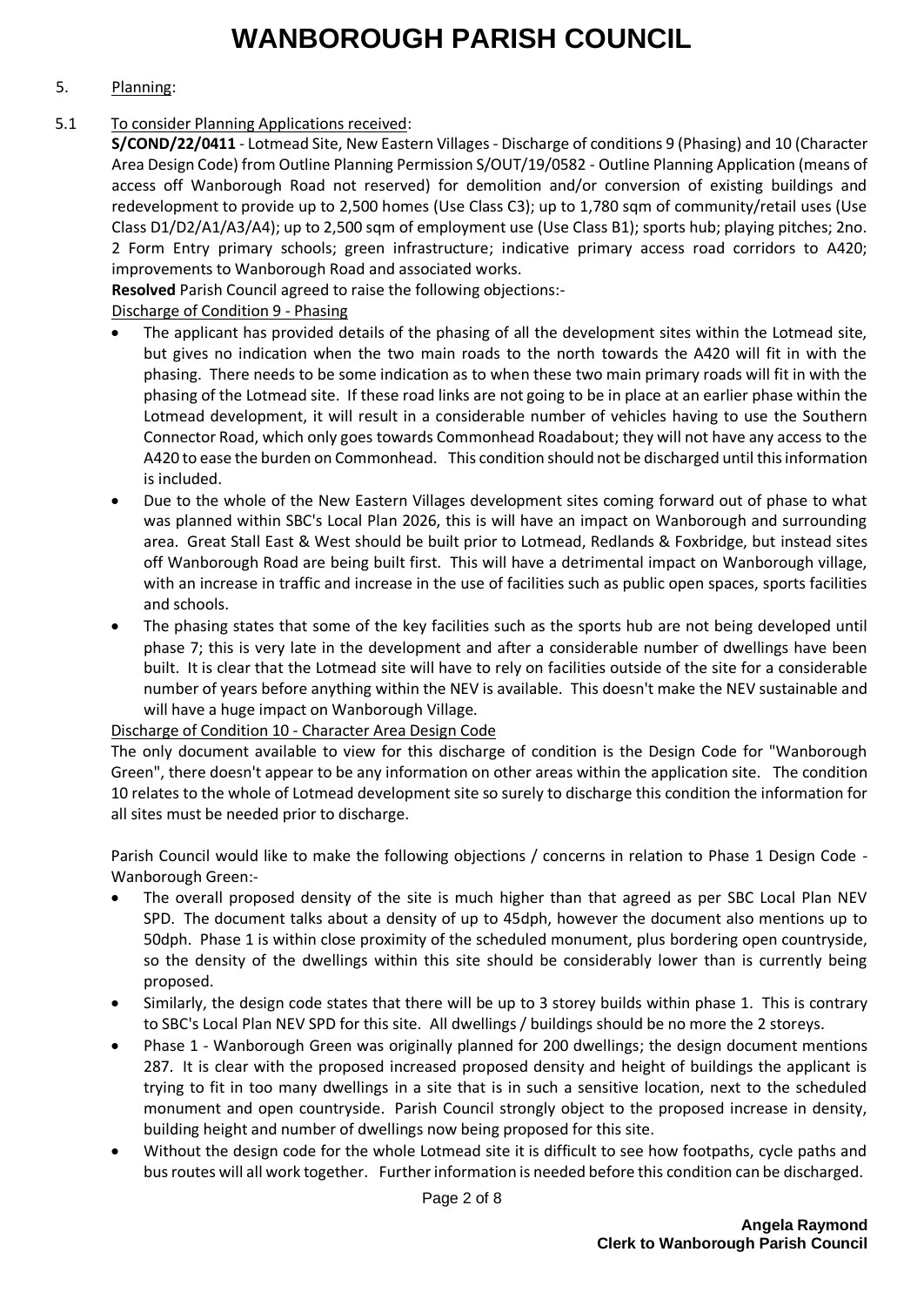# WANBOROUGH PARISH COUNCIL

5. Planning:

5.1 To consider Planning Applications received:

**S/COND/22/0411** - Lotmead Site, New Eastern Villages - Discharge of conditions 9 (Phasing) and 10 (Character Area Design Code) from Outline Planning Permission S/OUT/19/0582 - Outline Planning Application (means of access off Wanborough Road not reserved) for demolition and/or conversion of existing buildings and redevelopment to provide up to 2,500 homes (Use Class C3); up to 1,780 sqm of community/retail uses (Use Class D1/D2/A1/A3/A4); up to 2,500 sqm of employment use (Use Class B1); sports hub; playing pitches; 2no. 2 Form Entry primary schools; green infrastructure; indicative primary access road corridors to A420; improvements to Wanborough Road and associated works.

**Resolved** Parish Council agreed to raise the following objections:-

Discharge of Condition 9 - Phasing

- The applicant has provided details of the phasing of all the development sites within the Lotmead site, but gives no indication when the two main roads to the north towards the A420 will fit in with the phasing. There needs to be some indication as to when these two main primary roads will fit in with the phasing of the Lotmead site. If these road links are not going to be in place at an earlier phase within the Lotmead development, it will result in a considerable number of vehicles having to use the Southern Connector Road, which only goes towards Commonhead Roadabout; they will not have any access to the A420 to ease the burden on Commonhead. This condition should not be discharged until this information is included.
- Due to the whole of the New Eastern Villages development sites coming forward out of phase to what was planned within SBC's Local Plan 2026, this is will have an impact on Wanborough and surrounding area. Great Stall East & West should be built prior to Lotmead, Redlands & Foxbridge, but instead sites off Wanborough Road are being built first. This will have a detrimental impact on Wanborough village, with an increase in traffic and increase in the use of facilities such as public open spaces, sports facilities and schools.
- The phasing states that some of the key facilities such as the sports hub are not being developed until phase 7; this is very late in the development and after a considerable number of dwellings have been built. It is clear that the Lotmead site will have to rely on facilities outside of the site for a considerable number of years before anything within the NEV is available. This doesn't make the NEV sustainable and will have a huge impact on Wanborough Village.

Discharge of Condition 10 - Character Area Design Code

The only document available to view for this discharge of condition is the Design Code for "Wanborough Green", there doesn't appear to be any information on other areas within the application site. The condition 10 relates to the whole of Lotmead development site so surely to discharge this condition the information for all sites must be needed prior to discharge.

Parish Council would like to make the following objections / concerns in relation to Phase 1 Design Code - Wanborough Green:-

- The overall proposed density of the site is much higher than that agreed as per SBC Local Plan NEV SPD. The document talks about a density of up to 45dph, however the document also mentions up to 50dph. Phase 1 is within close proximity of the scheduled monument, plus bordering open countryside, so the density of the dwellings within this site should be considerably lower than is currently being proposed.
- Similarly, the design code states that there will be up to 3 storey builds within phase 1. This is contrary to SBC's Local Plan NEV SPD for this site. All dwellings / buildings should be no more the 2 storeys.
- Phase 1 - Wanborough Green was originally planned for 200 dwellings; the design document mentions 287. It is clear with the proposed increased proposed density and height of buildings the applicant is trying to fit in too many dwellings in a site that is in such a sensitive location, next to the scheduled monument and open countryside. Parish Council strongly object to the proposed increase in density, building height and number of dwellings now being proposed for this site.
- Without the design code for the whole Lotmead site it is difficult to see how footpaths, cycle paths and bus routes will all work together. Further information is needed before this condition can be discharged.

**Angela Raymond**
**Clerk to Wanborough Parish Council**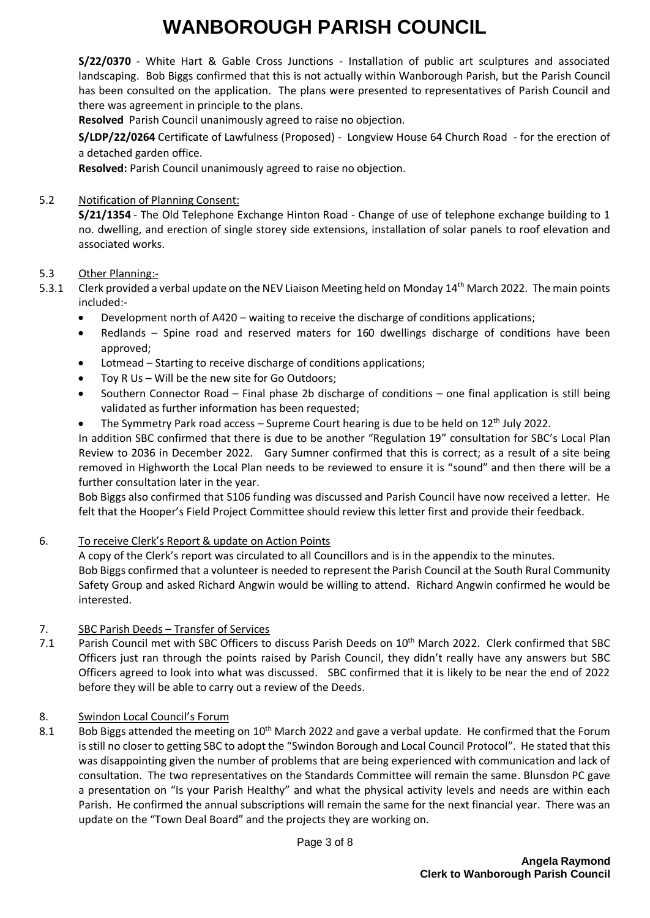**S/22/0370** - White Hart & Gable Cross Junctions - Installation of public art sculptures and associated landscaping. Bob Biggs confirmed that this is not actually within Wanborough Parish, but the Parish Council has been consulted on the application. The plans were presented to representatives of Parish Council and there was agreement in principle to the plans.

**Resolved** Parish Council unanimously agreed to raise no objection.

**S/LDP/22/0264** Certificate of Lawfulness (Proposed) - Longview House 64 Church Road - for the erection of a detached garden office.

**Resolved:** Parish Council unanimously agreed to raise no objection.

5.2 Notification of Planning Consent:

**S/21/1354** - The Old Telephone Exchange Hinton Road - Change of use of telephone exchange building to 1 no. dwelling, and erection of single storey side extensions, installation of solar panels to roof elevation and associated works.

5.3 Other Planning:-

5.3.1 Clerk provided a verbal update on the NEV Liaison Meeting held on Monday 14th March 2022. The main points included:-

- Development north of A420 – waiting to receive the discharge of conditions applications;
- Redlands – Spine road and reserved maters for 160 dwellings discharge of conditions have been approved;
- Lotmead – Starting to receive discharge of conditions applications;
- Toy R Us – Will be the new site for Go Outdoors;
- Southern Connector Road – Final phase 2b discharge of conditions – one final application is still being validated as further information has been requested;
- The Symmetry Park road access – Supreme Court hearing is due to be held on 12th July 2022.

In addition SBC confirmed that there is due to be another "Regulation 19" consultation for SBC's Local Plan Review to 2036 in December 2022. Gary Sumner confirmed that this is correct; as a result of a site being removed in Highworth the Local Plan needs to be reviewed to ensure it is "sound" and then there will be a further consultation later in the year.

Bob Biggs also confirmed that S106 funding was discussed and Parish Council have now received a letter. He felt that the Hooper's Field Project Committee should review this letter first and provide their feedback.

6. To receive Clerk's Report & update on Action Points

A copy of the Clerk's report was circulated to all Councillors and is in the appendix to the minutes.

Bob Biggs confirmed that a volunteer is needed to represent the Parish Council at the South Rural Community Safety Group and asked Richard Angwin would be willing to attend. Richard Angwin confirmed he would be interested.

7. SBC Parish Deeds – Transfer of Services

7.1 Parish Council met with SBC Officers to discuss Parish Deeds on 10th March 2022. Clerk confirmed that SBC Officers just ran through the points raised by Parish Council, they didn't really have any answers but SBC Officers agreed to look into what was discussed. SBC confirmed that it is likely to be near the end of 2022 before they will be able to carry out a review of the Deeds.

8. Swindon Local Council's Forum

8.1 Bob Biggs attended the meeting on 10th March 2022 and gave a verbal update. He confirmed that the Forum is still no closer to getting SBC to adopt the "Swindon Borough and Local Council Protocol". He stated that this was disappointing given the number of problems that are being experienced with communication and lack of consultation. The two representatives on the Standards Committee will remain the same. Blunsdon PC gave a presentation on "Is your Parish Healthy" and what the physical activity levels and needs are within each Parish. He confirmed the annual subscriptions will remain the same for the next financial year. There was an update on the "Town Deal Board" and the projects they are working on.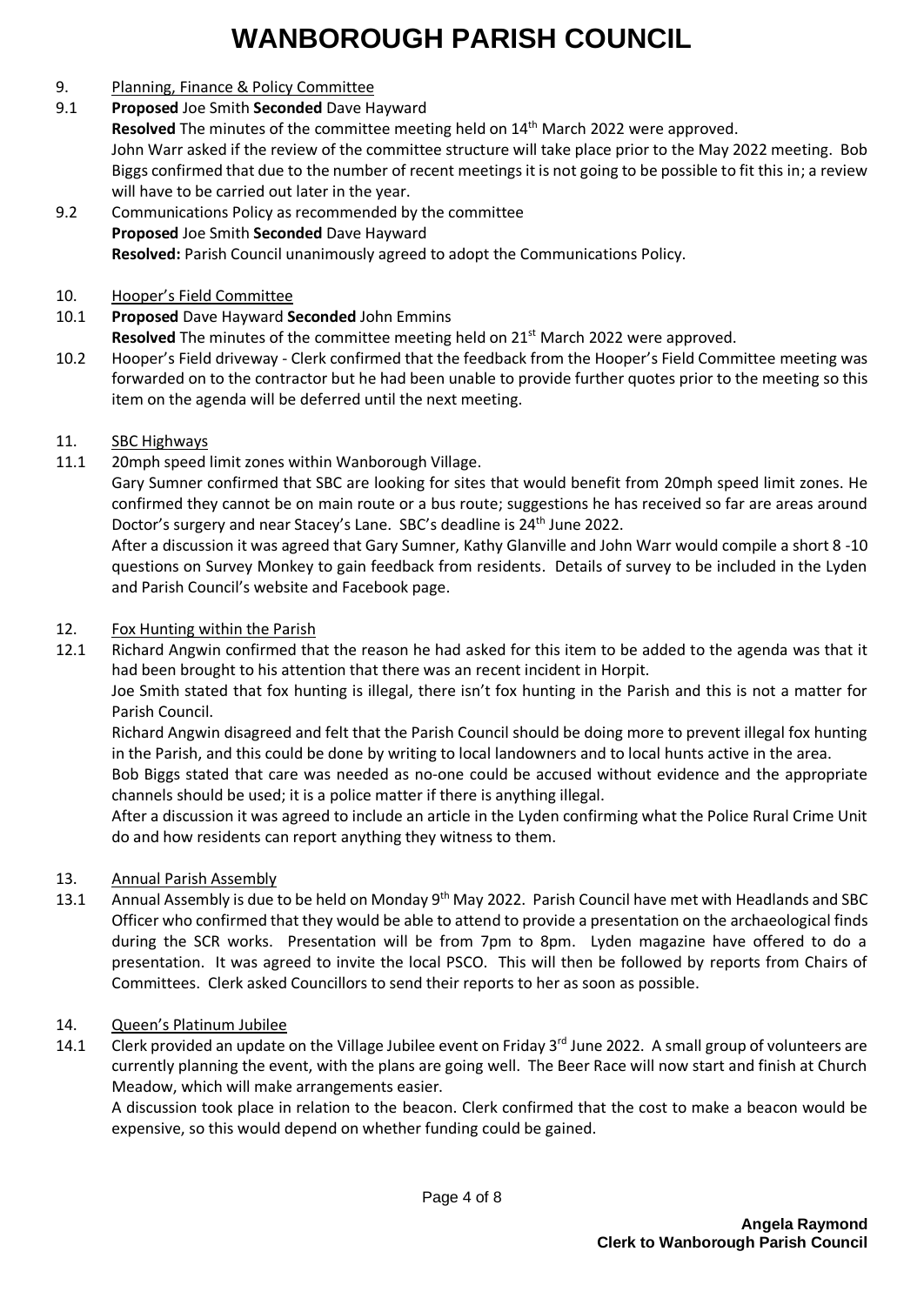9. Planning, Finance & Policy Committee

9.1 **Proposed** Joe Smith **Seconded** Dave Hayward
**Resolved** The minutes of the committee meeting held on 14th March 2022 were approved.
John Warr asked if the review of the committee structure will take place prior to the May 2022 meeting. Bob Biggs confirmed that due to the number of recent meetings it is not going to be possible to fit this in; a review will have to be carried out later in the year.

9.2 Communications Policy as recommended by the committee
**Proposed** Joe Smith **Seconded** Dave Hayward
**Resolved:** Parish Council unanimously agreed to adopt the Communications Policy.

10. Hooper's Field Committee

10.1 **Proposed** Dave Hayward **Seconded** John Emmins
**Resolved** The minutes of the committee meeting held on 21st March 2022 were approved.

10.2 Hooper's Field driveway - Clerk confirmed that the feedback from the Hooper's Field Committee meeting was forwarded on to the contractor but he had been unable to provide further quotes prior to the meeting so this item on the agenda will be deferred until the next meeting.

11. SBC Highways

11.1 20mph speed limit zones within Wanborough Village.
Gary Sumner confirmed that SBC are looking for sites that would benefit from 20mph speed limit zones. He confirmed they cannot be on main route or a bus route; suggestions he has received so far are areas around Doctor's surgery and near Stacey's Lane. SBC's deadline is 24th June 2022.
After a discussion it was agreed that Gary Sumner, Kathy Glanville and John Warr would compile a short 8 -10 questions on Survey Monkey to gain feedback from residents. Details of survey to be included in the Lyden and Parish Council's website and Facebook page.

12. Fox Hunting within the Parish

12.1 Richard Angwin confirmed that the reason he had asked for this item to be added to the agenda was that it had been brought to his attention that there was an recent incident in Horpit.
Joe Smith stated that fox hunting is illegal, there isn't fox hunting in the Parish and this is not a matter for Parish Council.
Richard Angwin disagreed and felt that the Parish Council should be doing more to prevent illegal fox hunting in the Parish, and this could be done by writing to local landowners and to local hunts active in the area.
Bob Biggs stated that care was needed as no-one could be accused without evidence and the appropriate channels should be used; it is a police matter if there is anything illegal.
After a discussion it was agreed to include an article in the Lyden confirming what the Police Rural Crime Unit do and how residents can report anything they witness to them.

13. Annual Parish Assembly

13.1 Annual Assembly is due to be held on Monday 9th May 2022. Parish Council have met with Headlands and SBC Officer who confirmed that they would be able to attend to provide a presentation on the archaeological finds during the SCR works. Presentation will be from 7pm to 8pm. Lyden magazine have offered to do a presentation. It was agreed to invite the local PSCO. This will then be followed by reports from Chairs of Committees. Clerk asked Councillors to send their reports to her as soon as possible.

14. Queen's Platinum Jubilee

14.1 Clerk provided an update on the Village Jubilee event on Friday 3rd June 2022. A small group of volunteers are currently planning the event, with the plans are going well. The Beer Race will now start and finish at Church Meadow, which will make arrangements easier.
A discussion took place in relation to the beacon. Clerk confirmed that the cost to make a beacon would be expensive, so this would depend on whether funding could be gained.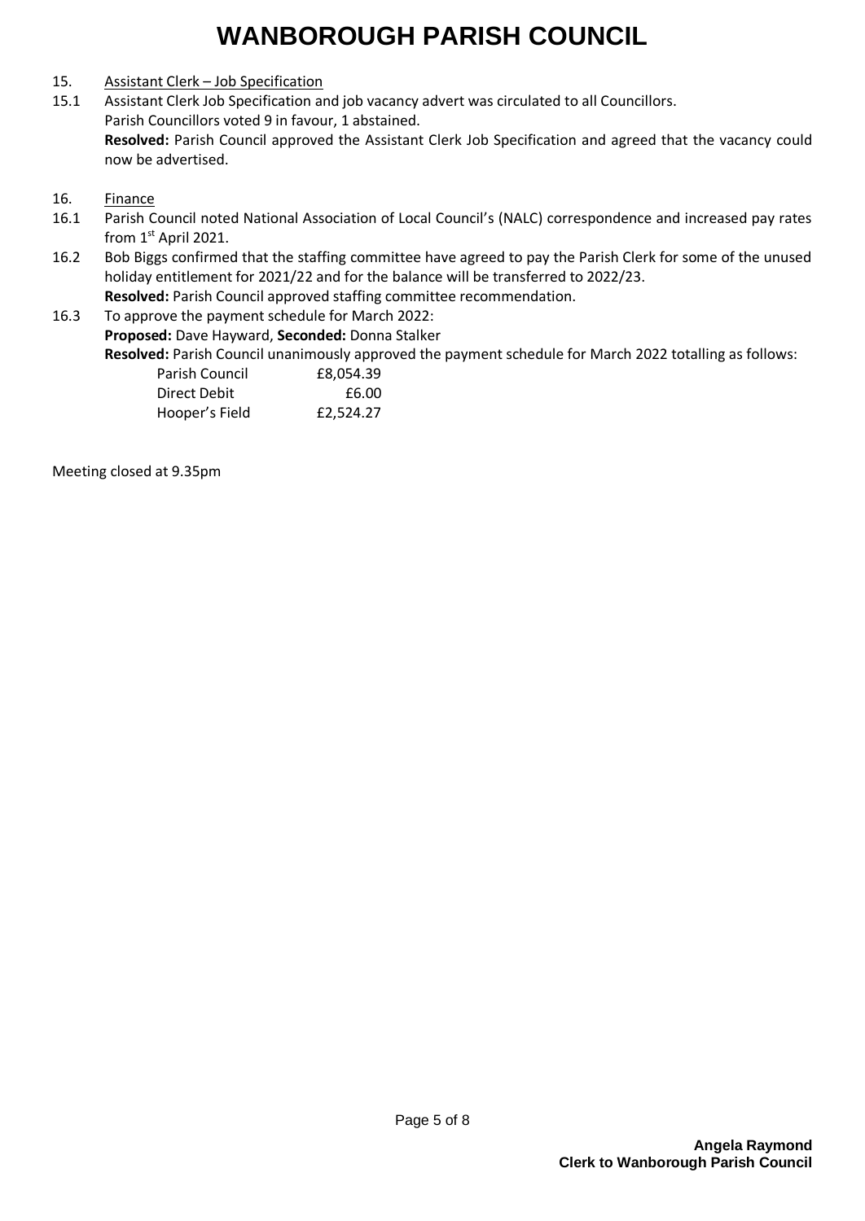15. Assistant Clerk – Job Specification

15.1 Assistant Clerk Job Specification and job vacancy advert was circulated to all Councillors.
Parish Councillors voted 9 in favour, 1 abstained.
**Resolved:** Parish Council approved the Assistant Clerk Job Specification and agreed that the vacancy could now be advertised.

16. Finance

16.1 Parish Council noted National Association of Local Council's (NALC) correspondence and increased pay rates from 1st April 2021.

16.2 Bob Biggs confirmed that the staffing committee have agreed to pay the Parish Clerk for some of the unused holiday entitlement for 2021/22 and for the balance will be transferred to 2022/23.
**Resolved:** Parish Council approved staffing committee recommendation.

16.3 To approve the payment schedule for March 2022:
**Proposed:** Dave Hayward, **Seconded:** Donna Stalker
**Resolved:** Parish Council unanimously approved the payment schedule for March 2022 totalling as follows:

| | |
|---|---:|
| Parish Council | £8,054.39 |
| Direct Debit | £6.00 |
| Hooper's Field | £2,524.27 |

Meeting closed at 9.35pm

**Angela Raymond**
**Clerk to Wanborough Parish Council**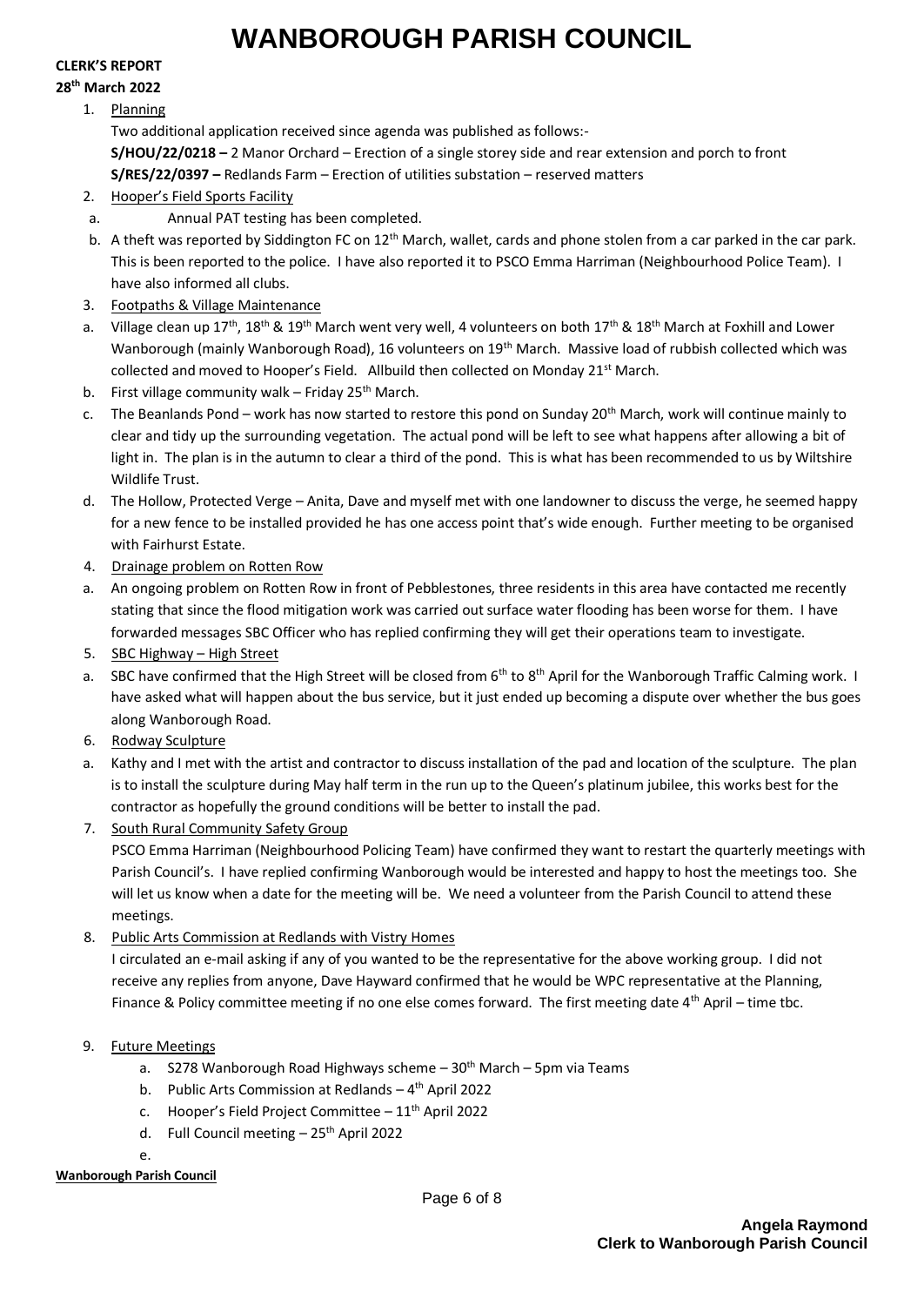# WANBOROUGH PARISH COUNCIL

**CLERK'S REPORT**

**28th March 2022**

1. Planning

   Two additional application received since agenda was published as follows:-

   **S/HOU/22/0218 –** 2 Manor Orchard – Erection of a single storey side and rear extension and porch to front

   **S/RES/22/0397 –** Redlands Farm – Erection of utilities substation – reserved matters

2. Hooper's Field Sports Facility

   a. Annual PAT testing has been completed.

   b. A theft was reported by Siddington FC on 12th March, wallet, cards and phone stolen from a car parked in the car park. This is been reported to the police. I have also reported it to PSCO Emma Harriman (Neighbourhood Police Team). I have also informed all clubs.

3. Footpaths & Village Maintenance

   a. Village clean up 17th, 18th & 19th March went very well, 4 volunteers on both 17th & 18th March at Foxhill and Lower Wanborough (mainly Wanborough Road), 16 volunteers on 19th March. Massive load of rubbish collected which was collected and moved to Hooper's Field. Allbuild then collected on Monday 21st March.

   b. First village community walk – Friday 25th March.

   c. The Beanlands Pond – work has now started to restore this pond on Sunday 20th March, work will continue mainly to clear and tidy up the surrounding vegetation. The actual pond will be left to see what happens after allowing a bit of light in. The plan is in the autumn to clear a third of the pond. This is what has been recommended to us by Wiltshire Wildlife Trust.

   d. The Hollow, Protected Verge – Anita, Dave and myself met with one landowner to discuss the verge, he seemed happy for a new fence to be installed provided he has one access point that's wide enough. Further meeting to be organised with Fairhurst Estate.

4. Drainage problem on Rotten Row

   a. An ongoing problem on Rotten Row in front of Pebblestones, three residents in this area have contacted me recently stating that since the flood mitigation work was carried out surface water flooding has been worse for them. I have forwarded messages SBC Officer who has replied confirming they will get their operations team to investigate.

5. SBC Highway – High Street

   a. SBC have confirmed that the High Street will be closed from 6th to 8th April for the Wanborough Traffic Calming work. I have asked what will happen about the bus service, but it just ended up becoming a dispute over whether the bus goes along Wanborough Road.

6. Rodway Sculpture

   a. Kathy and I met with the artist and contractor to discuss installation of the pad and location of the sculpture. The plan is to install the sculpture during May half term in the run up to the Queen's platinum jubilee, this works best for the contractor as hopefully the ground conditions will be better to install the pad.

7. South Rural Community Safety Group

   PSCO Emma Harriman (Neighbourhood Policing Team) have confirmed they want to restart the quarterly meetings with Parish Council's. I have replied confirming Wanborough would be interested and happy to host the meetings too. She will let us know when a date for the meeting will be. We need a volunteer from the Parish Council to attend these meetings.

8. Public Arts Commission at Redlands with Vistry Homes

   I circulated an e-mail asking if any of you wanted to be the representative for the above working group. I did not receive any replies from anyone, Dave Hayward confirmed that he would be WPC representative at the Planning, Finance & Policy committee meeting if no one else comes forward. The first meeting date 4th April – time tbc.

9. Future Meetings

   a. S278 Wanborough Road Highways scheme – 30th March – 5pm via Teams
   b. Public Arts Commission at Redlands – 4th April 2022
   c. Hooper's Field Project Committee – 11th April 2022
   d. Full Council meeting – 25th April 2022
   e.

**Wanborough Parish Council**

**Angela Raymond**
**Clerk to Wanborough Parish Council**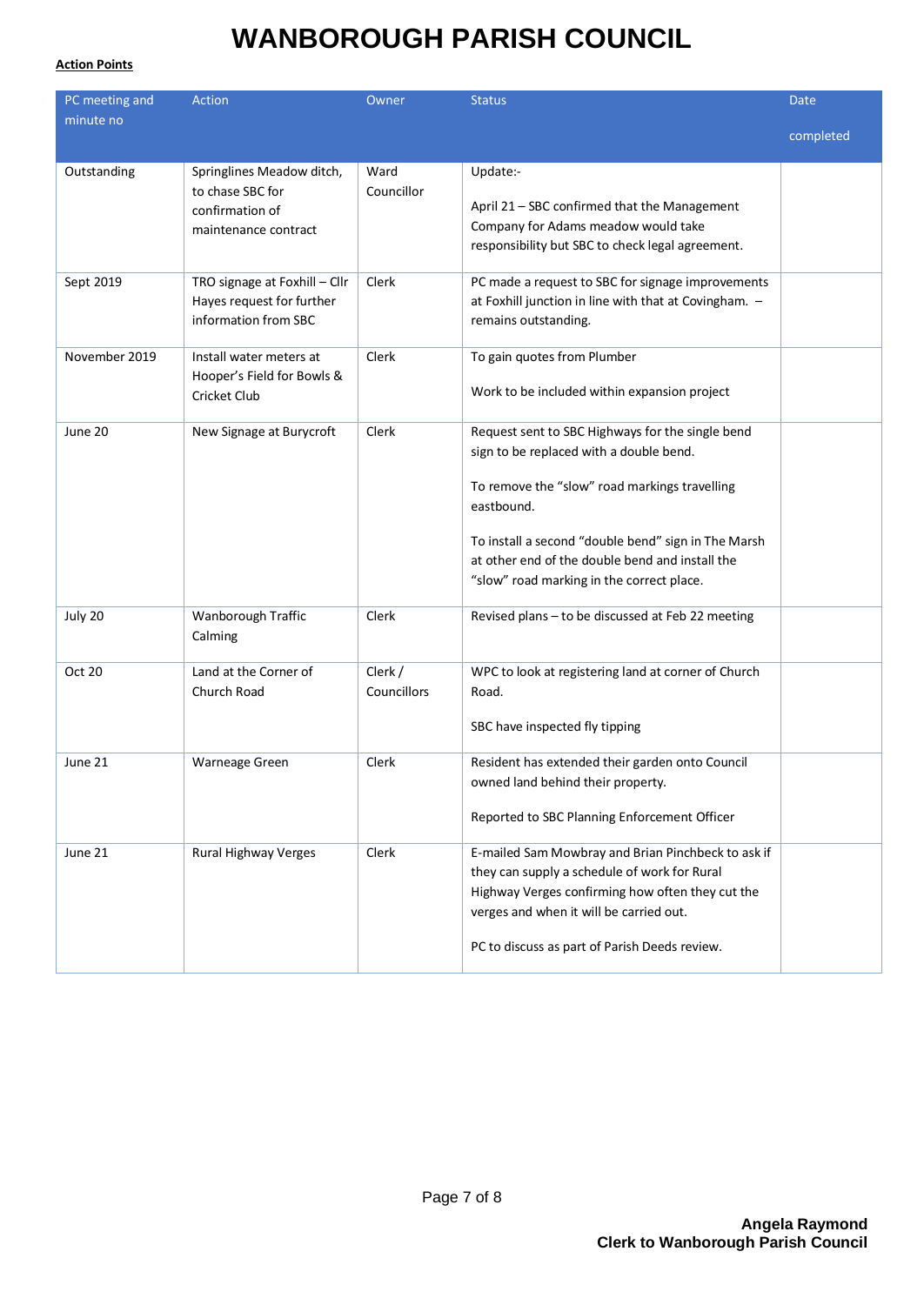# WANBOROUGH PARISH COUNCIL

**Action Points**

| PC meeting and minute no | Action | Owner | Status | Date completed |
|---|---|---|---|---|
| Outstanding | Springlines Meadow ditch, to chase SBC for confirmation of maintenance contract | Ward Councillor | Update:-<br><br>April 21 – SBC confirmed that the Management Company for Adams meadow would take responsibility but SBC to check legal agreement. | |
| Sept 2019 | TRO signage at Foxhill – Cllr Hayes request for further information from SBC | Clerk | PC made a request to SBC for signage improvements at Foxhill junction in line with that at Covingham. – remains outstanding. | |
| November 2019 | Install water meters at Hooper's Field for Bowls & Cricket Club | Clerk | To gain quotes from Plumber<br><br>Work to be included within expansion project | |
| June 20 | New Signage at Burycroft | Clerk | Request sent to SBC Highways for the single bend sign to be replaced with a double bend.<br><br>To remove the "slow" road markings travelling eastbound.<br><br>To install a second "double bend" sign in The Marsh at other end of the double bend and install the "slow" road marking in the correct place. | |
| July 20 | Wanborough Traffic Calming | Clerk | Revised plans – to be discussed at Feb 22 meeting | |
| Oct 20 | Land at the Corner of Church Road | Clerk / Councillors | WPC to look at registering land at corner of Church Road.<br><br>SBC have inspected fly tipping | |
| June 21 | Warneage Green | Clerk | Resident has extended their garden onto Council owned land behind their property.<br><br>Reported to SBC Planning Enforcement Officer | |
| June 21 | Rural Highway Verges | Clerk | E-mailed Sam Mowbray and Brian Pinchbeck to ask if they can supply a schedule of work for Rural Highway Verges confirming how often they cut the verges and when it will be carried out.<br><br>PC to discuss as part of Parish Deeds review. | |

**Angela Raymond**
**Clerk to Wanborough Parish Council**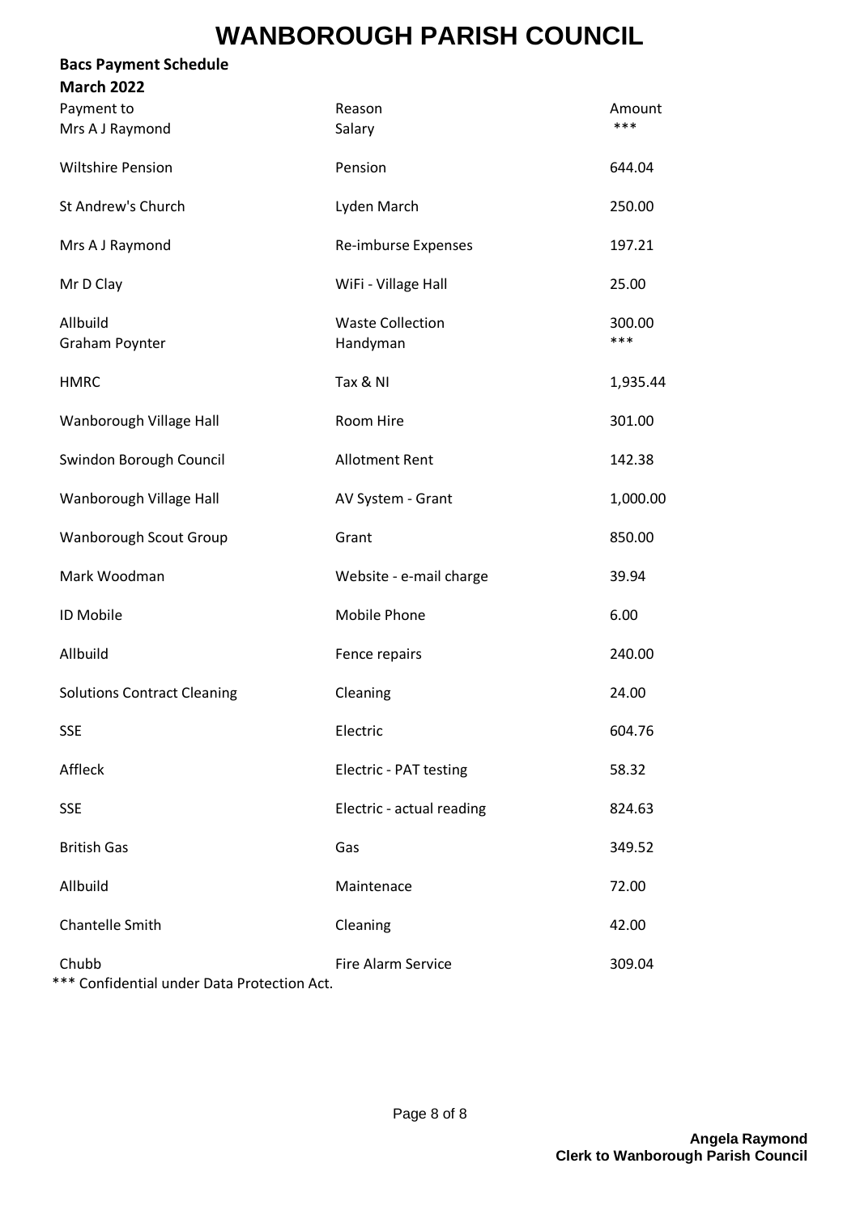# WANBOROUGH PARISH COUNCIL

**Bacs Payment Schedule**
**March 2022**

| Payment to | Reason | Amount |
|---|---|---|
| Mrs A J Raymond | Salary | *** |
| Wiltshire Pension | Pension | 644.04 |
| St Andrew's Church | Lyden March | 250.00 |
| Mrs A J Raymond | Re-imburse Expenses | 197.21 |
| Mr D Clay | WiFi - Village Hall | 25.00 |
| Allbuild | Waste Collection | 300.00 |
| Graham Poynter | Handyman | *** |
| HMRC | Tax & NI | 1,935.44 |
| Wanborough Village Hall | Room Hire | 301.00 |
| Swindon Borough Council | Allotment Rent | 142.38 |
| Wanborough Village Hall | AV System - Grant | 1,000.00 |
| Wanborough Scout Group | Grant | 850.00 |
| Mark Woodman | Website - e-mail charge | 39.94 |
| ID Mobile | Mobile Phone | 6.00 |
| Allbuild | Fence repairs | 240.00 |
| Solutions Contract Cleaning | Cleaning | 24.00 |
| SSE | Electric | 604.76 |
| Affleck | Electric - PAT testing | 58.32 |
| SSE | Electric - actual reading | 824.63 |
| British Gas | Gas | 349.52 |
| Allbuild | Maintenace | 72.00 |
| Chantelle Smith | Cleaning | 42.00 |
| Chubb | Fire Alarm Service | 309.04 |

*** Confidential under Data Protection Act.

**Angela Raymond**
**Clerk to Wanborough Parish Council**